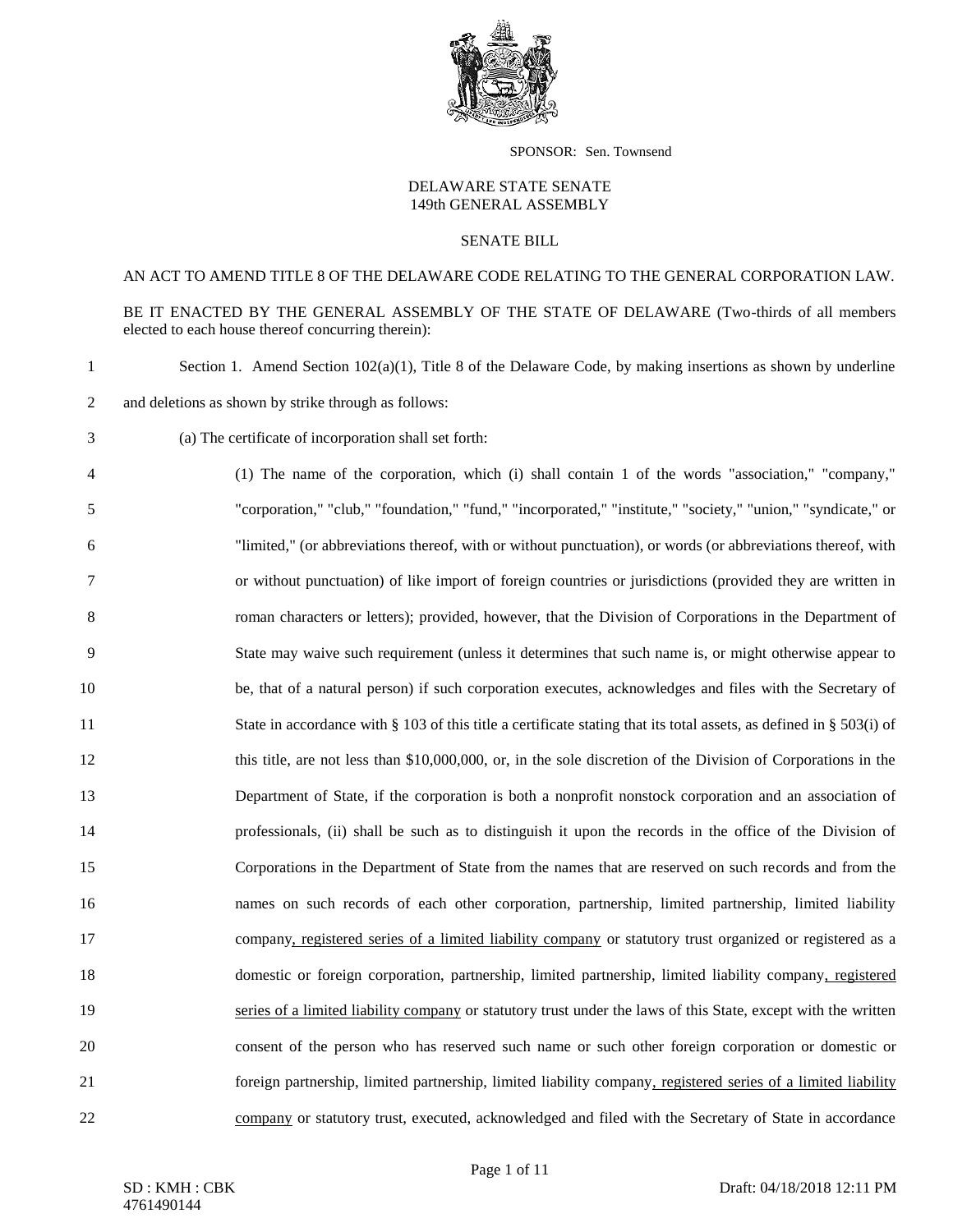SPONSOR: Sen. Townsend

DELAWARE STATE SENATE
149th GENERAL ASSEMBLY

SENATE BILL

AN ACT TO AMEND TITLE 8 OF THE DELAWARE CODE RELATING TO THE GENERAL CORPORATION LAW.

BE IT ENACTED BY THE GENERAL ASSEMBLY OF THE STATE OF DELAWARE (Two-thirds of all members elected to each house thereof concurring therein):

Section 1. Amend Section 102(a)(1), Title 8 of the Delaware Code, by making insertions as shown by underline and deletions as shown by strike through as follows:

(a) The certificate of incorporation shall set forth:

(1) The name of the corporation, which (i) shall contain 1 of the words "association," "company," "corporation," "club," "foundation," "fund," "incorporated," "institute," "society," "union," "syndicate," or "limited," (or abbreviations thereof, with or without punctuation), or words (or abbreviations thereof, with or without punctuation) of like import of foreign countries or jurisdictions (provided they are written in roman characters or letters); provided, however, that the Division of Corporations in the Department of State may waive such requirement (unless it determines that such name is, or might otherwise appear to be, that of a natural person) if such corporation executes, acknowledges and files with the Secretary of State in accordance with § 103 of this title a certificate stating that its total assets, as defined in § 503(i) of this title, are not less than $10,000,000, or, in the sole discretion of the Division of Corporations in the Department of State, if the corporation is both a nonprofit nonstock corporation and an association of professionals, (ii) shall be such as to distinguish it upon the records in the office of the Division of Corporations in the Department of State from the names that are reserved on such records and from the names on such records of each other corporation, partnership, limited partnership, limited liability company<u>, registered series of a limited liability company</u> or statutory trust organized or registered as a domestic or foreign corporation, partnership, limited partnership, limited liability company<u>, registered series of a limited liability company</u> or statutory trust under the laws of this State, except with the written consent of the person who has reserved such name or such other foreign corporation or domestic or foreign partnership, limited partnership, limited liability company<u>, registered series of a limited liability company</u> or statutory trust, executed, acknowledged and filed with the Secretary of State in accordance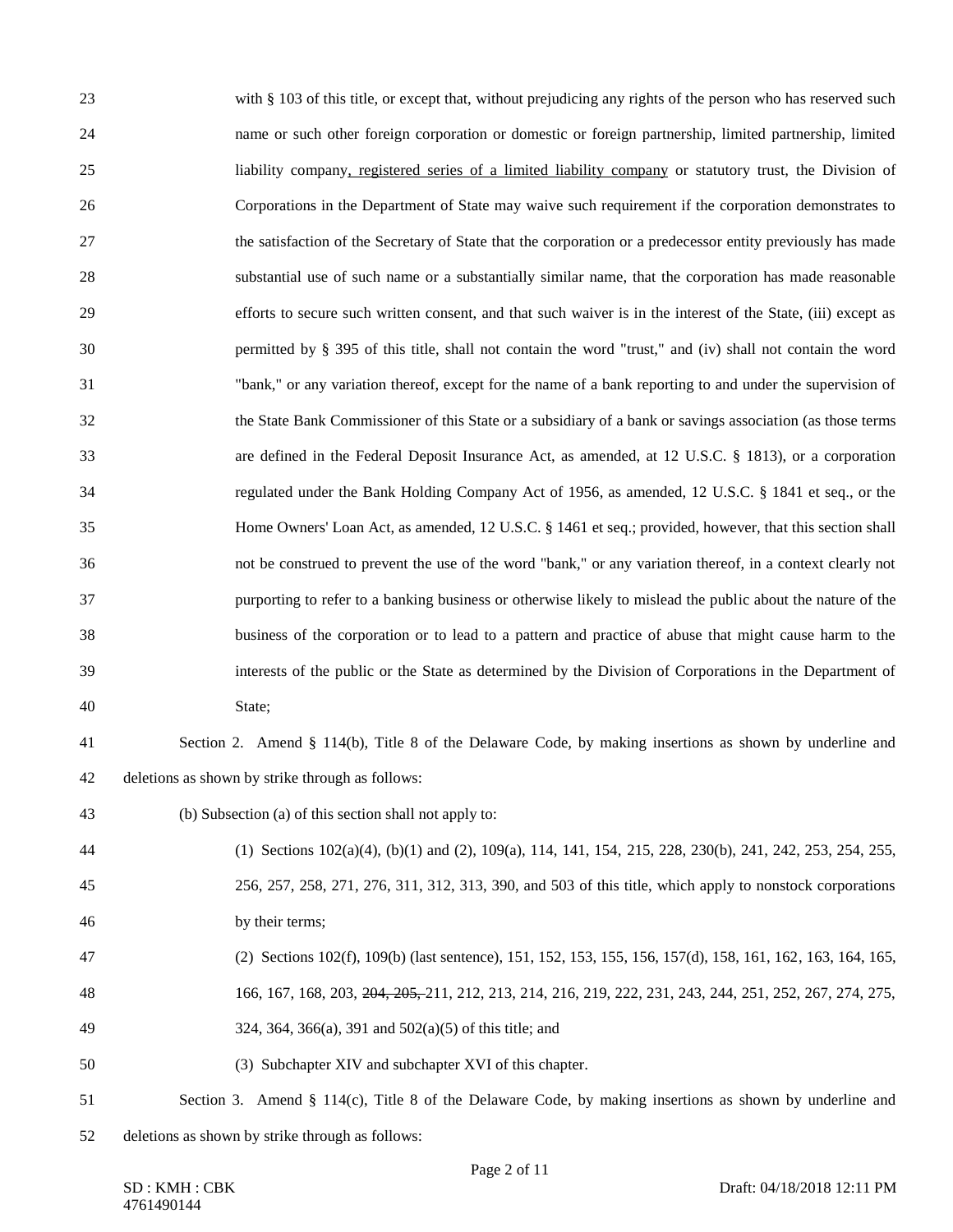with § 103 of this title, or except that, without prejudicing any rights of the person who has reserved such name or such other foreign corporation or domestic or foreign partnership, limited partnership, limited liability company<u>, registered series of a limited liability company</u> or statutory trust, the Division of Corporations in the Department of State may waive such requirement if the corporation demonstrates to the satisfaction of the Secretary of State that the corporation or a predecessor entity previously has made substantial use of such name or a substantially similar name, that the corporation has made reasonable efforts to secure such written consent, and that such waiver is in the interest of the State, (iii) except as permitted by § 395 of this title, shall not contain the word "trust," and (iv) shall not contain the word "bank," or any variation thereof, except for the name of a bank reporting to and under the supervision of the State Bank Commissioner of this State or a subsidiary of a bank or savings association (as those terms are defined in the Federal Deposit Insurance Act, as amended, at 12 U.S.C. § 1813), or a corporation regulated under the Bank Holding Company Act of 1956, as amended, 12 U.S.C. § 1841 et seq., or the Home Owners' Loan Act, as amended, 12 U.S.C. § 1461 et seq.; provided, however, that this section shall not be construed to prevent the use of the word "bank," or any variation thereof, in a context clearly not purporting to refer to a banking business or otherwise likely to mislead the public about the nature of the business of the corporation or to lead to a pattern and practice of abuse that might cause harm to the interests of the public or the State as determined by the Division of Corporations in the Department of State;

Section 2. Amend § 114(b), Title 8 of the Delaware Code, by making insertions as shown by underline and deletions as shown by strike through as follows:

(b) Subsection (a) of this section shall not apply to:

(1) Sections 102(a)(4), (b)(1) and (2), 109(a), 114, 141, 154, 215, 228, 230(b), 241, 242, 253, 254, 255, 256, 257, 258, 271, 276, 311, 312, 313, 390, and 503 of this title, which apply to nonstock corporations by their terms;

(2) Sections 102(f), 109(b) (last sentence), 151, 152, 153, 155, 156, 157(d), 158, 161, 162, 163, 164, 165, 166, 167, 168, 203, ~~204, 205,~~ 211, 212, 213, 214, 216, 219, 222, 231, 243, 244, 251, 252, 267, 274, 275, 324, 364, 366(a), 391 and 502(a)(5) of this title; and

(3) Subchapter XIV and subchapter XVI of this chapter.

Section 3. Amend § 114(c), Title 8 of the Delaware Code, by making insertions as shown by underline and deletions as shown by strike through as follows: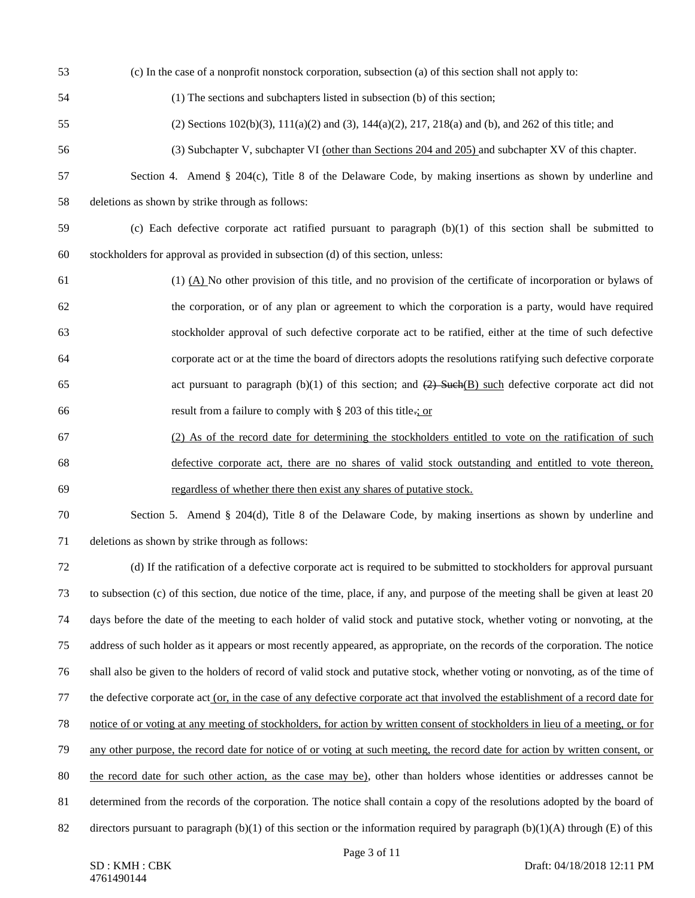(c) In the case of a nonprofit nonstock corporation, subsection (a) of this section shall not apply to:

(1) The sections and subchapters listed in subsection (b) of this section;

(2) Sections 102(b)(3), 111(a)(2) and (3), 144(a)(2), 217, 218(a) and (b), and 262 of this title; and

(3) Subchapter V, subchapter VI <u>(other than Sections 204 and 205)</u> and subchapter XV of this chapter.

Section 4. Amend § 204(c), Title 8 of the Delaware Code, by making insertions as shown by underline and deletions as shown by strike through as follows:

(c) Each defective corporate act ratified pursuant to paragraph (b)(1) of this section shall be submitted to stockholders for approval as provided in subsection (d) of this section, unless:

(1) <u>(A)</u> No other provision of this title, and no provision of the certificate of incorporation or bylaws of the corporation, or of any plan or agreement to which the corporation is a party, would have required stockholder approval of such defective corporate act to be ratified, either at the time of such defective corporate act or at the time the board of directors adopts the resolutions ratifying such defective corporate act pursuant to paragraph (b)(1) of this section; and ~~(2) Such~~<u>(B) such</u> defective corporate act did not result from a failure to comply with § 203 of this title~~.~~<u>; or</u>

<u>(2) As of the record date for determining the stockholders entitled to vote on the ratification of such defective corporate act, there are no shares of valid stock outstanding and entitled to vote thereon, regardless of whether there then exist any shares of putative stock.</u>

Section 5. Amend § 204(d), Title 8 of the Delaware Code, by making insertions as shown by underline and deletions as shown by strike through as follows:

(d) If the ratification of a defective corporate act is required to be submitted to stockholders for approval pursuant to subsection (c) of this section, due notice of the time, place, if any, and purpose of the meeting shall be given at least 20 days before the date of the meeting to each holder of valid stock and putative stock, whether voting or nonvoting, at the address of such holder as it appears or most recently appeared, as appropriate, on the records of the corporation. The notice shall also be given to the holders of record of valid stock and putative stock, whether voting or nonvoting, as of the time of the defective corporate act <u>(or, in the case of any defective corporate act that involved the establishment of a record date for notice of or voting at any meeting of stockholders, for action by written consent of stockholders in lieu of a meeting, or for any other purpose, the record date for notice of or voting at such meeting, the record date for action by written consent, or the record date for such other action, as the case may be)</u>, other than holders whose identities or addresses cannot be determined from the records of the corporation. The notice shall contain a copy of the resolutions adopted by the board of directors pursuant to paragraph (b)(1) of this section or the information required by paragraph (b)(1)(A) through (E) of this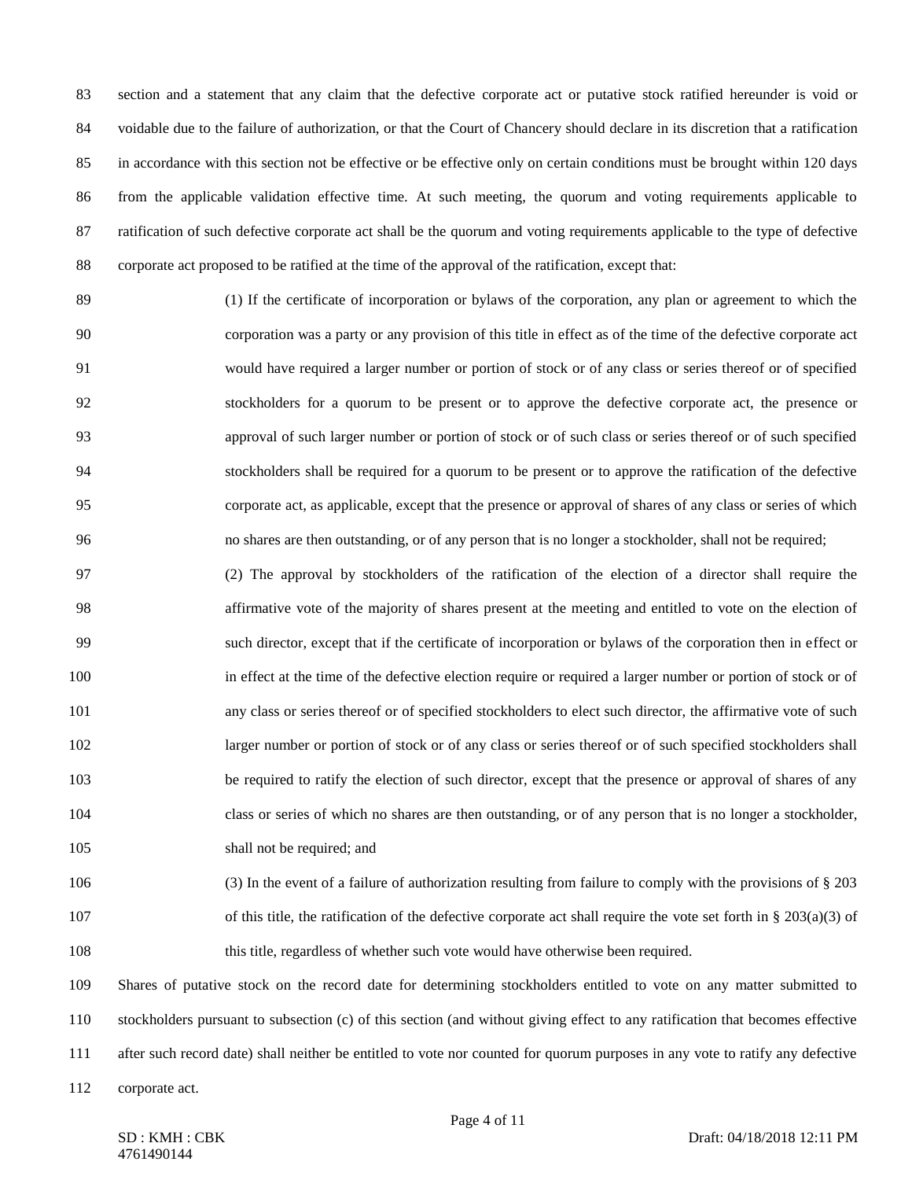section and a statement that any claim that the defective corporate act or putative stock ratified hereunder is void or voidable due to the failure of authorization, or that the Court of Chancery should declare in its discretion that a ratification in accordance with this section not be effective or be effective only on certain conditions must be brought within 120 days from the applicable validation effective time. At such meeting, the quorum and voting requirements applicable to ratification of such defective corporate act shall be the quorum and voting requirements applicable to the type of defective corporate act proposed to be ratified at the time of the approval of the ratification, except that:

(1) If the certificate of incorporation or bylaws of the corporation, any plan or agreement to which the corporation was a party or any provision of this title in effect as of the time of the defective corporate act would have required a larger number or portion of stock or of any class or series thereof or of specified stockholders for a quorum to be present or to approve the defective corporate act, the presence or approval of such larger number or portion of stock or of such class or series thereof or of such specified stockholders shall be required for a quorum to be present or to approve the ratification of the defective corporate act, as applicable, except that the presence or approval of shares of any class or series of which no shares are then outstanding, or of any person that is no longer a stockholder, shall not be required;

(2) The approval by stockholders of the ratification of the election of a director shall require the affirmative vote of the majority of shares present at the meeting and entitled to vote on the election of such director, except that if the certificate of incorporation or bylaws of the corporation then in effect or in effect at the time of the defective election require or required a larger number or portion of stock or of any class or series thereof or of specified stockholders to elect such director, the affirmative vote of such larger number or portion of stock or of any class or series thereof or of such specified stockholders shall be required to ratify the election of such director, except that the presence or approval of shares of any class or series of which no shares are then outstanding, or of any person that is no longer a stockholder, shall not be required; and

(3) In the event of a failure of authorization resulting from failure to comply with the provisions of § 203 of this title, the ratification of the defective corporate act shall require the vote set forth in § 203(a)(3) of this title, regardless of whether such vote would have otherwise been required.

Shares of putative stock on the record date for determining stockholders entitled to vote on any matter submitted to stockholders pursuant to subsection (c) of this section (and without giving effect to any ratification that becomes effective after such record date) shall neither be entitled to vote nor counted for quorum purposes in any vote to ratify any defective corporate act.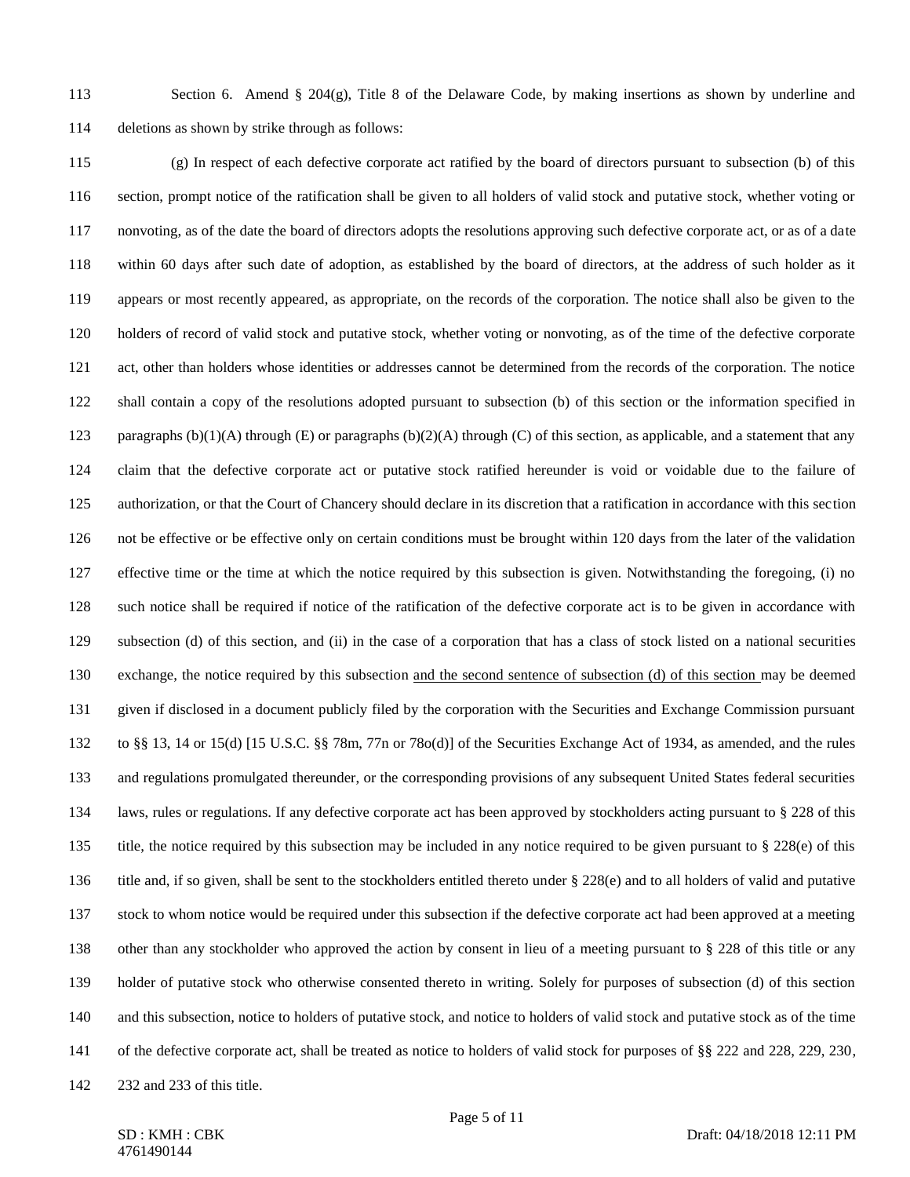Section 6. Amend § 204(g), Title 8 of the Delaware Code, by making insertions as shown by underline and deletions as shown by strike through as follows:

(g) In respect of each defective corporate act ratified by the board of directors pursuant to subsection (b) of this section, prompt notice of the ratification shall be given to all holders of valid stock and putative stock, whether voting or nonvoting, as of the date the board of directors adopts the resolutions approving such defective corporate act, or as of a date within 60 days after such date of adoption, as established by the board of directors, at the address of such holder as it appears or most recently appeared, as appropriate, on the records of the corporation. The notice shall also be given to the holders of record of valid stock and putative stock, whether voting or nonvoting, as of the time of the defective corporate act, other than holders whose identities or addresses cannot be determined from the records of the corporation. The notice shall contain a copy of the resolutions adopted pursuant to subsection (b) of this section or the information specified in paragraphs (b)(1)(A) through (E) or paragraphs (b)(2)(A) through (C) of this section, as applicable, and a statement that any claim that the defective corporate act or putative stock ratified hereunder is void or voidable due to the failure of authorization, or that the Court of Chancery should declare in its discretion that a ratification in accordance with this section not be effective or be effective only on certain conditions must be brought within 120 days from the later of the validation effective time or the time at which the notice required by this subsection is given. Notwithstanding the foregoing, (i) no such notice shall be required if notice of the ratification of the defective corporate act is to be given in accordance with subsection (d) of this section, and (ii) in the case of a corporation that has a class of stock listed on a national securities exchange, the notice required by this subsection <u>and the second sentence of subsection (d) of this section</u> may be deemed given if disclosed in a document publicly filed by the corporation with the Securities and Exchange Commission pursuant to §§ 13, 14 or 15(d) [15 U.S.C. §§ 78m, 77n or 78o(d)] of the Securities Exchange Act of 1934, as amended, and the rules and regulations promulgated thereunder, or the corresponding provisions of any subsequent United States federal securities laws, rules or regulations. If any defective corporate act has been approved by stockholders acting pursuant to § 228 of this title, the notice required by this subsection may be included in any notice required to be given pursuant to § 228(e) of this title and, if so given, shall be sent to the stockholders entitled thereto under § 228(e) and to all holders of valid and putative stock to whom notice would be required under this subsection if the defective corporate act had been approved at a meeting other than any stockholder who approved the action by consent in lieu of a meeting pursuant to § 228 of this title or any holder of putative stock who otherwise consented thereto in writing. Solely for purposes of subsection (d) of this section and this subsection, notice to holders of putative stock, and notice to holders of valid stock and putative stock as of the time of the defective corporate act, shall be treated as notice to holders of valid stock for purposes of §§ 222 and 228, 229, 230, 232 and 233 of this title.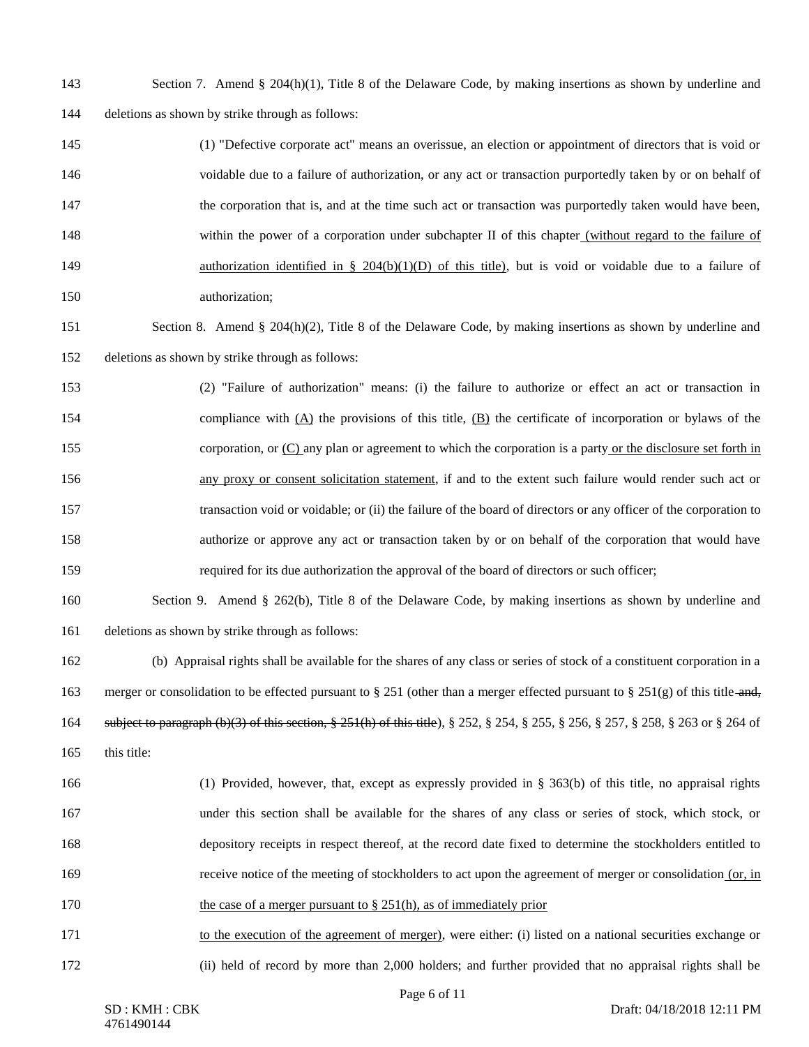Section 7. Amend § 204(h)(1), Title 8 of the Delaware Code, by making insertions as shown by underline and deletions as shown by strike through as follows:

(1) "Defective corporate act" means an overissue, an election or appointment of directors that is void or voidable due to a failure of authorization, or any act or transaction purportedly taken by or on behalf of the corporation that is, and at the time such act or transaction was purportedly taken would have been, within the power of a corporation under subchapter II of this chapter <u>(without regard to the failure of authorization identified in § 204(b)(1)(D) of this title)</u>, but is void or voidable due to a failure of authorization;

Section 8. Amend § 204(h)(2), Title 8 of the Delaware Code, by making insertions as shown by underline and deletions as shown by strike through as follows:

(2) "Failure of authorization" means: (i) the failure to authorize or effect an act or transaction in compliance with <u>(A)</u> the provisions of this title, <u>(B)</u> the certificate of incorporation or bylaws of the corporation, or <u>(C)</u> any plan or agreement to which the corporation is a party <u>or the disclosure set forth in any proxy or consent solicitation statement</u>, if and to the extent such failure would render such act or transaction void or voidable; or (ii) the failure of the board of directors or any officer of the corporation to authorize or approve any act or transaction taken by or on behalf of the corporation that would have required for its due authorization the approval of the board of directors or such officer;

Section 9. Amend § 262(b), Title 8 of the Delaware Code, by making insertions as shown by underline and deletions as shown by strike through as follows:

(b) Appraisal rights shall be available for the shares of any class or series of stock of a constituent corporation in a merger or consolidation to be effected pursuant to § 251 (other than a merger effected pursuant to § 251(g) of this title ~~and, subject to paragraph (b)(3) of this section, § 251(h) of this title~~), § 252, § 254, § 255, § 256, § 257, § 258, § 263 or § 264 of this title:

(1) Provided, however, that, except as expressly provided in § 363(b) of this title, no appraisal rights under this section shall be available for the shares of any class or series of stock, which stock, or depository receipts in respect thereof, at the record date fixed to determine the stockholders entitled to receive notice of the meeting of stockholders to act upon the agreement of merger or consolidation <u>(or, in the case of a merger pursuant to § 251(h), as of immediately prior to the execution of the agreement of merger)</u>, were either: (i) listed on a national securities exchange or (ii) held of record by more than 2,000 holders; and further provided that no appraisal rights shall be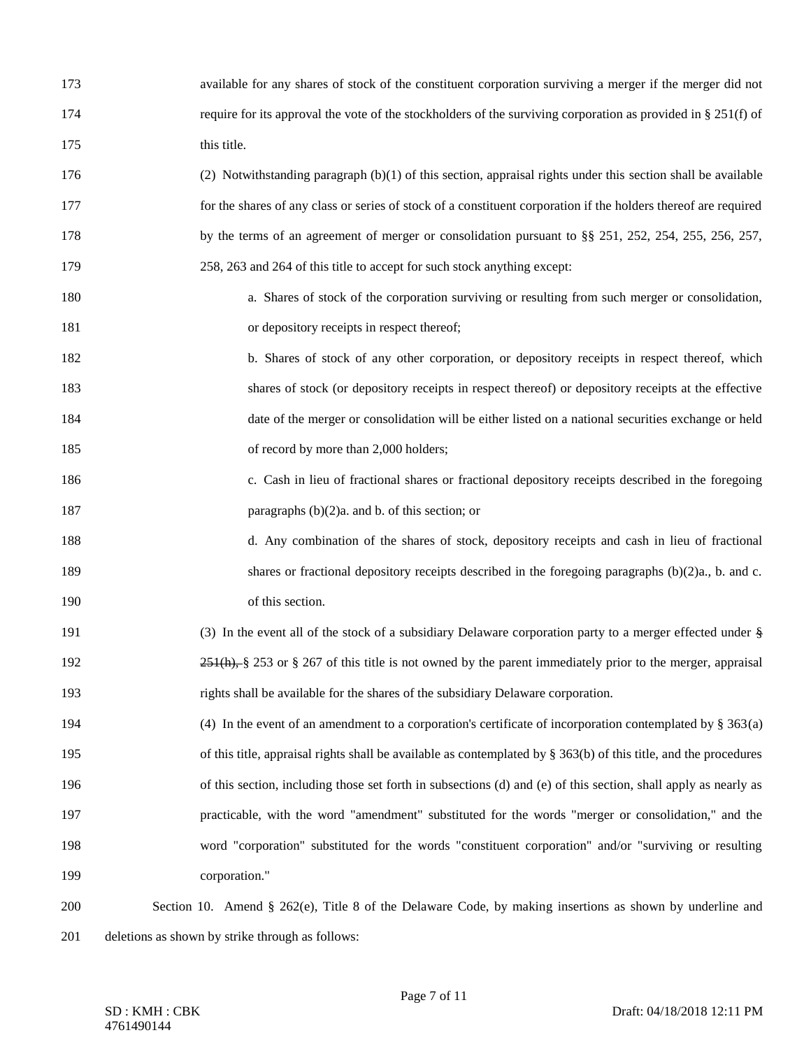available for any shares of stock of the constituent corporation surviving a merger if the merger did not require for its approval the vote of the stockholders of the surviving corporation as provided in § 251(f) of this title.

(2) Notwithstanding paragraph (b)(1) of this section, appraisal rights under this section shall be available for the shares of any class or series of stock of a constituent corporation if the holders thereof are required by the terms of an agreement of merger or consolidation pursuant to §§ 251, 252, 254, 255, 256, 257, 258, 263 and 264 of this title to accept for such stock anything except:

a. Shares of stock of the corporation surviving or resulting from such merger or consolidation, or depository receipts in respect thereof;

b. Shares of stock of any other corporation, or depository receipts in respect thereof, which shares of stock (or depository receipts in respect thereof) or depository receipts at the effective date of the merger or consolidation will be either listed on a national securities exchange or held of record by more than 2,000 holders;

c. Cash in lieu of fractional shares or fractional depository receipts described in the foregoing paragraphs (b)(2)a. and b. of this section; or

d. Any combination of the shares of stock, depository receipts and cash in lieu of fractional shares or fractional depository receipts described in the foregoing paragraphs (b)(2)a., b. and c. of this section.

(3) In the event all of the stock of a subsidiary Delaware corporation party to a merger effected under ~~§ 251(h),~~ § 253 or § 267 of this title is not owned by the parent immediately prior to the merger, appraisal rights shall be available for the shares of the subsidiary Delaware corporation.

(4) In the event of an amendment to a corporation's certificate of incorporation contemplated by § 363(a) of this title, appraisal rights shall be available as contemplated by § 363(b) of this title, and the procedures of this section, including those set forth in subsections (d) and (e) of this section, shall apply as nearly as practicable, with the word "amendment" substituted for the words "merger or consolidation," and the word "corporation" substituted for the words "constituent corporation" and/or "surviving or resulting corporation."

Section 10. Amend § 262(e), Title 8 of the Delaware Code, by making insertions as shown by underline and deletions as shown by strike through as follows: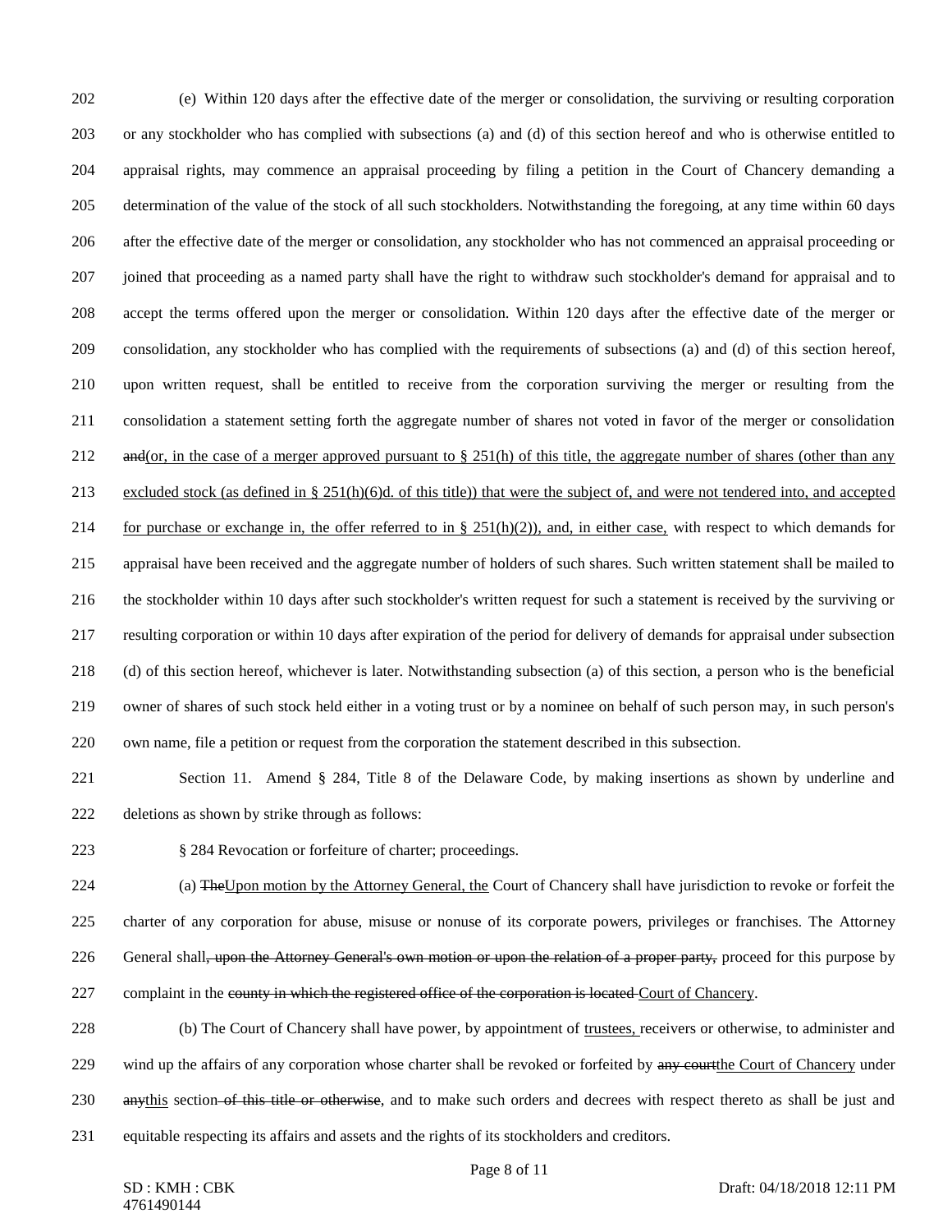(e) Within 120 days after the effective date of the merger or consolidation, the surviving or resulting corporation or any stockholder who has complied with subsections (a) and (d) of this section hereof and who is otherwise entitled to appraisal rights, may commence an appraisal proceeding by filing a petition in the Court of Chancery demanding a determination of the value of the stock of all such stockholders. Notwithstanding the foregoing, at any time within 60 days after the effective date of the merger or consolidation, any stockholder who has not commenced an appraisal proceeding or joined that proceeding as a named party shall have the right to withdraw such stockholder's demand for appraisal and to accept the terms offered upon the merger or consolidation. Within 120 days after the effective date of the merger or consolidation, any stockholder who has complied with the requirements of subsections (a) and (d) of this section hereof, upon written request, shall be entitled to receive from the corporation surviving the merger or resulting from the consolidation a statement setting forth the aggregate number of shares not voted in favor of the merger or consolidation ~~and~~<u>(or, in the case of a merger approved pursuant to § 251(h) of this title, the aggregate number of shares (other than any excluded stock (as defined in § 251(h)(6)d. of this title)) that were the subject of, and were not tendered into, and accepted for purchase or exchange in, the offer referred to in § 251(h)(2)), and, in either case,</u> with respect to which demands for appraisal have been received and the aggregate number of holders of such shares. Such written statement shall be mailed to the stockholder within 10 days after such stockholder's written request for such a statement is received by the surviving or resulting corporation or within 10 days after expiration of the period for delivery of demands for appraisal under subsection (d) of this section hereof, whichever is later. Notwithstanding subsection (a) of this section, a person who is the beneficial owner of shares of such stock held either in a voting trust or by a nominee on behalf of such person may, in such person's own name, file a petition or request from the corporation the statement described in this subsection.

Section 11. Amend § 284, Title 8 of the Delaware Code, by making insertions as shown by underline and deletions as shown by strike through as follows:

§ 284 Revocation or forfeiture of charter; proceedings.

(a) ~~The~~<u>Upon motion by the Attorney General, the</u> Court of Chancery shall have jurisdiction to revoke or forfeit the charter of any corporation for abuse, misuse or nonuse of its corporate powers, privileges or franchises. The Attorney General shall~~, upon the Attorney General's own motion or upon the relation of a proper party,~~ proceed for this purpose by complaint in the ~~county in which the registered office of the corporation is located~~ <u>Court of Chancery</u>.

(b) The Court of Chancery shall have power, by appointment of <u>trustees,</u> receivers or otherwise, to administer and wind up the affairs of any corporation whose charter shall be revoked or forfeited by ~~any court~~<u>the Court of Chancery</u> under ~~any~~<u>this</u> section~~ of this title or otherwise~~, and to make such orders and decrees with respect thereto as shall be just and equitable respecting its affairs and assets and the rights of its stockholders and creditors.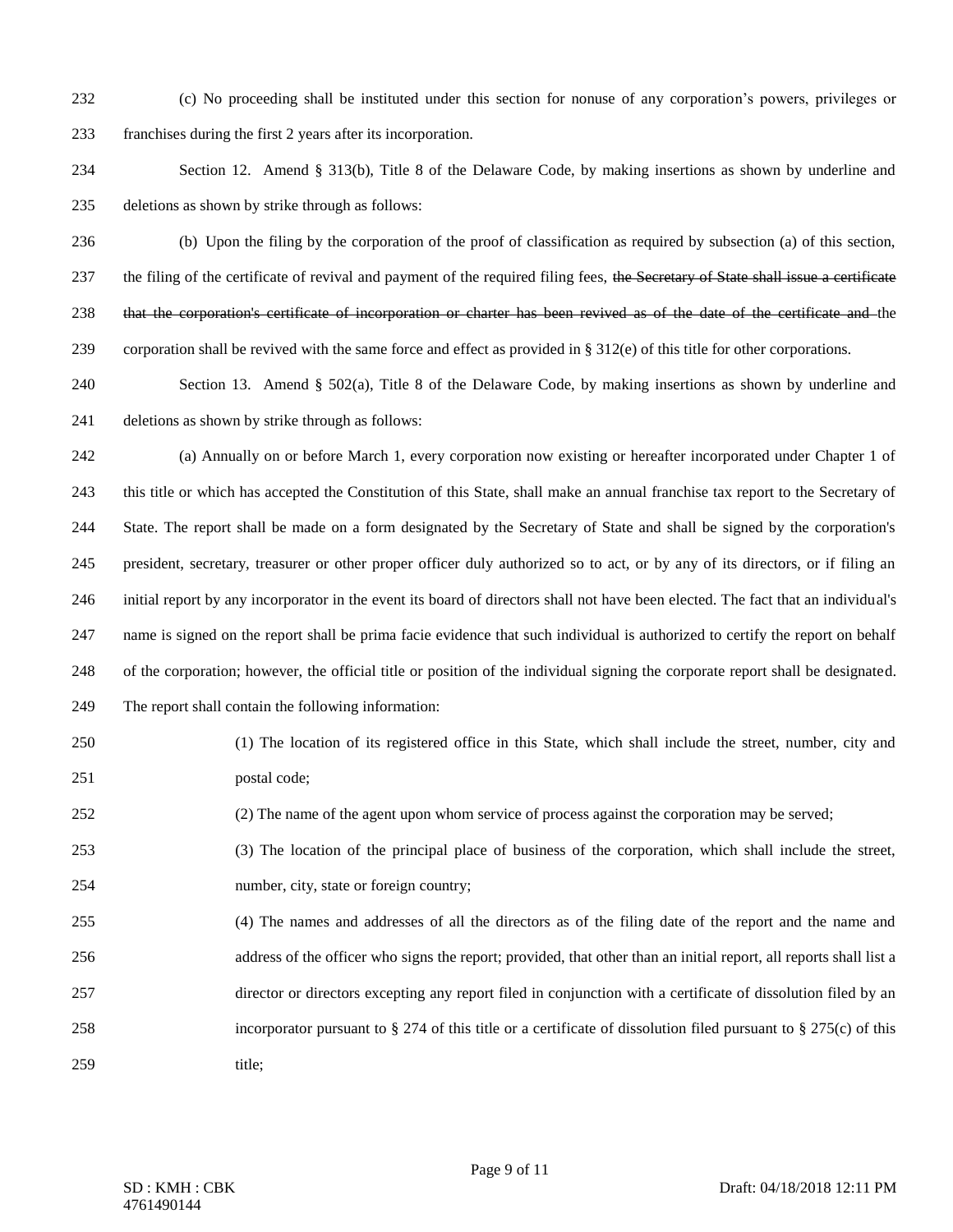(c) No proceeding shall be instituted under this section for nonuse of any corporation's powers, privileges or franchises during the first 2 years after its incorporation.

Section 12. Amend § 313(b), Title 8 of the Delaware Code, by making insertions as shown by underline and deletions as shown by strike through as follows:

(b) Upon the filing by the corporation of the proof of classification as required by subsection (a) of this section, the filing of the certificate of revival and payment of the required filing fees, ~~the Secretary of State shall issue a certificate that the corporation's certificate of incorporation or charter has been revived as of the date of the certificate and~~ the corporation shall be revived with the same force and effect as provided in § 312(e) of this title for other corporations.

Section 13. Amend § 502(a), Title 8 of the Delaware Code, by making insertions as shown by underline and deletions as shown by strike through as follows:

(a) Annually on or before March 1, every corporation now existing or hereafter incorporated under Chapter 1 of this title or which has accepted the Constitution of this State, shall make an annual franchise tax report to the Secretary of State. The report shall be made on a form designated by the Secretary of State and shall be signed by the corporation's president, secretary, treasurer or other proper officer duly authorized so to act, or by any of its directors, or if filing an initial report by any incorporator in the event its board of directors shall not have been elected. The fact that an individual's name is signed on the report shall be prima facie evidence that such individual is authorized to certify the report on behalf of the corporation; however, the official title or position of the individual signing the corporate report shall be designated. The report shall contain the following information:

(1) The location of its registered office in this State, which shall include the street, number, city and postal code;

(2) The name of the agent upon whom service of process against the corporation may be served;

(3) The location of the principal place of business of the corporation, which shall include the street, number, city, state or foreign country;

(4) The names and addresses of all the directors as of the filing date of the report and the name and address of the officer who signs the report; provided, that other than an initial report, all reports shall list a director or directors excepting any report filed in conjunction with a certificate of dissolution filed by an incorporator pursuant to § 274 of this title or a certificate of dissolution filed pursuant to § 275(c) of this title;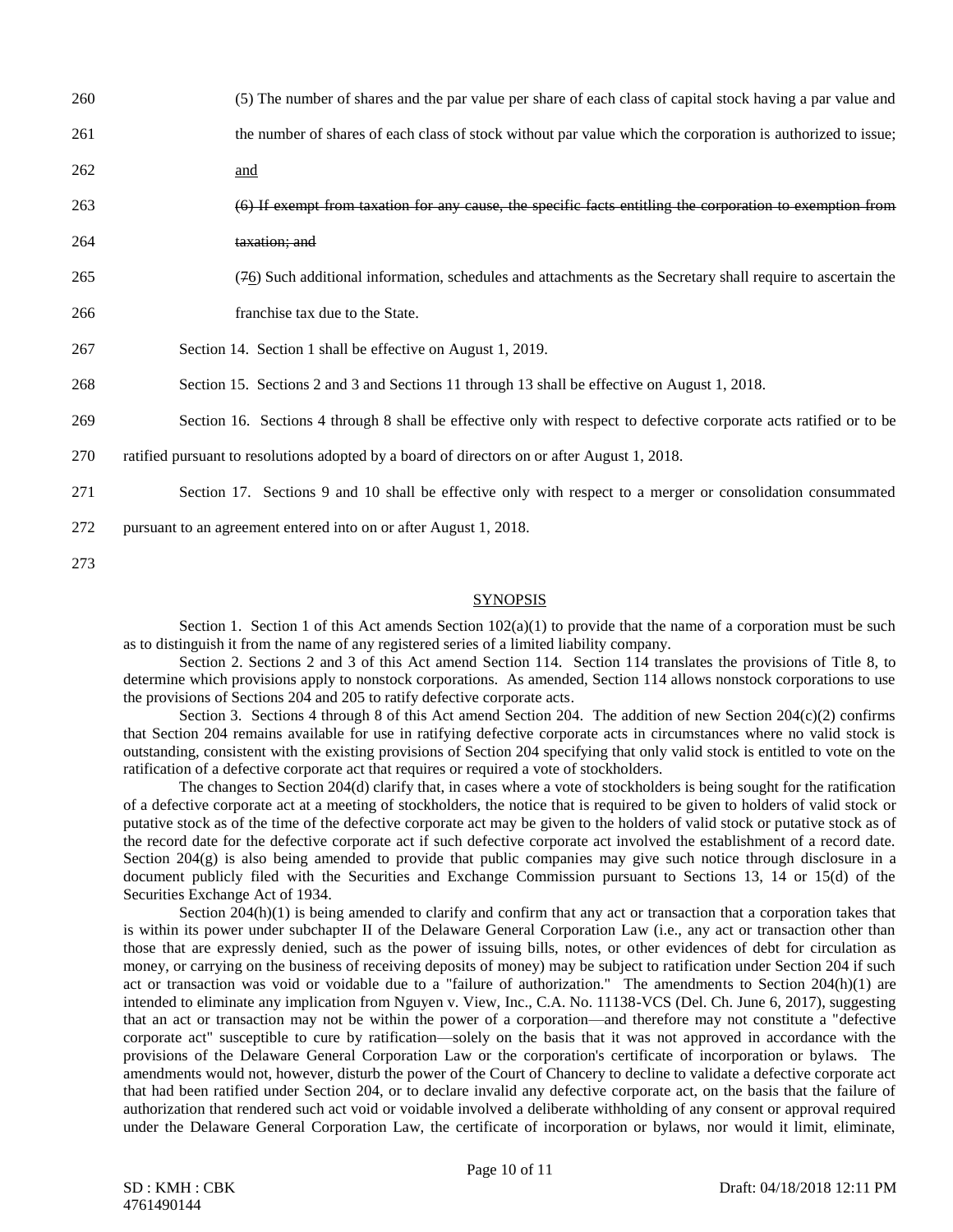260 (5) The number of shares and the par value per share of each class of capital stock having a par value and

261 the number of shares of each class of stock without par value which the corporation is authorized to issue;

262 <u>and</u>

263 ~~(6) If exempt from taxation for any cause, the specific facts entitling the corporation to exemption from~~

264 ~~taxation; and~~

265 (~~7~~<u>6</u>) Such additional information, schedules and attachments as the Secretary shall require to ascertain the

266 franchise tax due to the State.

267 Section 14. Section 1 shall be effective on August 1, 2019.

268 Section 15. Sections 2 and 3 and Sections 11 through 13 shall be effective on August 1, 2018.

269 Section 16. Sections 4 through 8 shall be effective only with respect to defective corporate acts ratified or to be

270 ratified pursuant to resolutions adopted by a board of directors on or after August 1, 2018.

271 Section 17. Sections 9 and 10 shall be effective only with respect to a merger or consolidation consummated

272 pursuant to an agreement entered into on or after August 1, 2018.

273

## <u>SYNOPSIS</u>

Section 1. Section 1 of this Act amends Section 102(a)(1) to provide that the name of a corporation must be such as to distinguish it from the name of any registered series of a limited liability company.

Section 2. Sections 2 and 3 of this Act amend Section 114. Section 114 translates the provisions of Title 8, to determine which provisions apply to nonstock corporations. As amended, Section 114 allows nonstock corporations to use the provisions of Sections 204 and 205 to ratify defective corporate acts.

Section 3. Sections 4 through 8 of this Act amend Section 204. The addition of new Section 204(c)(2) confirms that Section 204 remains available for use in ratifying defective corporate acts in circumstances where no valid stock is outstanding, consistent with the existing provisions of Section 204 specifying that only valid stock is entitled to vote on the ratification of a defective corporate act that requires or required a vote of stockholders.

The changes to Section 204(d) clarify that, in cases where a vote of stockholders is being sought for the ratification of a defective corporate act at a meeting of stockholders, the notice that is required to be given to holders of valid stock or putative stock as of the time of the defective corporate act may be given to the holders of valid stock or putative stock as of the record date for the defective corporate act if such defective corporate act involved the establishment of a record date. Section 204(g) is also being amended to provide that public companies may give such notice through disclosure in a document publicly filed with the Securities and Exchange Commission pursuant to Sections 13, 14 or 15(d) of the Securities Exchange Act of 1934.

Section 204(h)(1) is being amended to clarify and confirm that any act or transaction that a corporation takes that is within its power under subchapter II of the Delaware General Corporation Law (i.e., any act or transaction other than those that are expressly denied, such as the power of issuing bills, notes, or other evidences of debt for circulation as money, or carrying on the business of receiving deposits of money) may be subject to ratification under Section 204 if such act or transaction was void or voidable due to a "failure of authorization." The amendments to Section 204(h)(1) are intended to eliminate any implication from Nguyen v. View, Inc., C.A. No. 11138-VCS (Del. Ch. June 6, 2017), suggesting that an act or transaction may not be within the power of a corporation—and therefore may not constitute a "defective corporate act" susceptible to cure by ratification—solely on the basis that it was not approved in accordance with the provisions of the Delaware General Corporation Law or the corporation's certificate of incorporation or bylaws. The amendments would not, however, disturb the power of the Court of Chancery to decline to validate a defective corporate act that had been ratified under Section 204, or to declare invalid any defective corporate act, on the basis that the failure of authorization that rendered such act void or voidable involved a deliberate withholding of any consent or approval required under the Delaware General Corporation Law, the certificate of incorporation or bylaws, nor would it limit, eliminate,

SD : KMH : CBK
4761490144

Draft: 04/18/2018 12:11 PM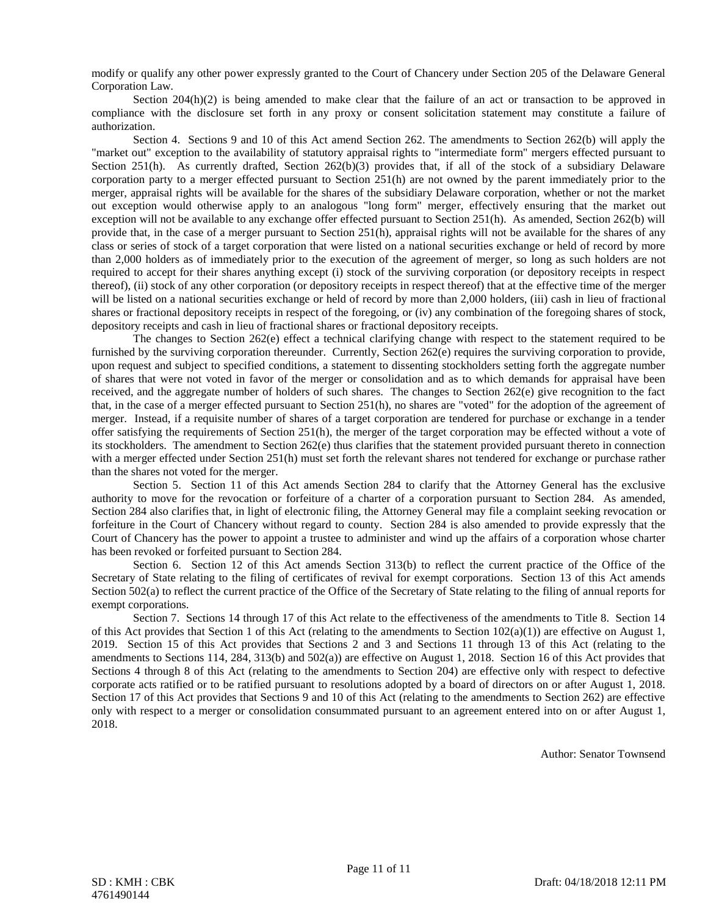modify or qualify any other power expressly granted to the Court of Chancery under Section 205 of the Delaware General Corporation Law.

Section 204(h)(2) is being amended to make clear that the failure of an act or transaction to be approved in compliance with the disclosure set forth in any proxy or consent solicitation statement may constitute a failure of authorization.

Section 4. Sections 9 and 10 of this Act amend Section 262. The amendments to Section 262(b) will apply the "market out" exception to the availability of statutory appraisal rights to "intermediate form" mergers effected pursuant to Section 251(h). As currently drafted, Section 262(b)(3) provides that, if all of the stock of a subsidiary Delaware corporation party to a merger effected pursuant to Section 251(h) are not owned by the parent immediately prior to the merger, appraisal rights will be available for the shares of the subsidiary Delaware corporation, whether or not the market out exception would otherwise apply to an analogous "long form" merger, effectively ensuring that the market out exception will not be available to any exchange offer effected pursuant to Section 251(h). As amended, Section 262(b) will provide that, in the case of a merger pursuant to Section 251(h), appraisal rights will not be available for the shares of any class or series of stock of a target corporation that were listed on a national securities exchange or held of record by more than 2,000 holders as of immediately prior to the execution of the agreement of merger, so long as such holders are not required to accept for their shares anything except (i) stock of the surviving corporation (or depository receipts in respect thereof), (ii) stock of any other corporation (or depository receipts in respect thereof) that at the effective time of the merger will be listed on a national securities exchange or held of record by more than 2,000 holders, (iii) cash in lieu of fractional shares or fractional depository receipts in respect of the foregoing, or (iv) any combination of the foregoing shares of stock, depository receipts and cash in lieu of fractional shares or fractional depository receipts.

The changes to Section 262(e) effect a technical clarifying change with respect to the statement required to be furnished by the surviving corporation thereunder. Currently, Section 262(e) requires the surviving corporation to provide, upon request and subject to specified conditions, a statement to dissenting stockholders setting forth the aggregate number of shares that were not voted in favor of the merger or consolidation and as to which demands for appraisal have been received, and the aggregate number of holders of such shares. The changes to Section 262(e) give recognition to the fact that, in the case of a merger effected pursuant to Section 251(h), no shares are "voted" for the adoption of the agreement of merger. Instead, if a requisite number of shares of a target corporation are tendered for purchase or exchange in a tender offer satisfying the requirements of Section 251(h), the merger of the target corporation may be effected without a vote of its stockholders. The amendment to Section 262(e) thus clarifies that the statement provided pursuant thereto in connection with a merger effected under Section 251(h) must set forth the relevant shares not tendered for exchange or purchase rather than the shares not voted for the merger.

Section 5. Section 11 of this Act amends Section 284 to clarify that the Attorney General has the exclusive authority to move for the revocation or forfeiture of a charter of a corporation pursuant to Section 284. As amended, Section 284 also clarifies that, in light of electronic filing, the Attorney General may file a complaint seeking revocation or forfeiture in the Court of Chancery without regard to county. Section 284 is also amended to provide expressly that the Court of Chancery has the power to appoint a trustee to administer and wind up the affairs of a corporation whose charter has been revoked or forfeited pursuant to Section 284.

Section 6. Section 12 of this Act amends Section 313(b) to reflect the current practice of the Office of the Secretary of State relating to the filing of certificates of revival for exempt corporations. Section 13 of this Act amends Section 502(a) to reflect the current practice of the Office of the Secretary of State relating to the filing of annual reports for exempt corporations.

Section 7. Sections 14 through 17 of this Act relate to the effectiveness of the amendments to Title 8. Section 14 of this Act provides that Section 1 of this Act (relating to the amendments to Section 102(a)(1)) are effective on August 1, 2019. Section 15 of this Act provides that Sections 2 and 3 and Sections 11 through 13 of this Act (relating to the amendments to Sections 114, 284, 313(b) and 502(a)) are effective on August 1, 2018. Section 16 of this Act provides that Sections 4 through 8 of this Act (relating to the amendments to Section 204) are effective only with respect to defective corporate acts ratified or to be ratified pursuant to resolutions adopted by a board of directors on or after August 1, 2018. Section 17 of this Act provides that Sections 9 and 10 of this Act (relating to the amendments to Section 262) are effective only with respect to a merger or consolidation consummated pursuant to an agreement entered into on or after August 1, 2018.

Author: Senator Townsend

SD : KMH : CBK
4761490144

Draft: 04/18/2018 12:11 PM